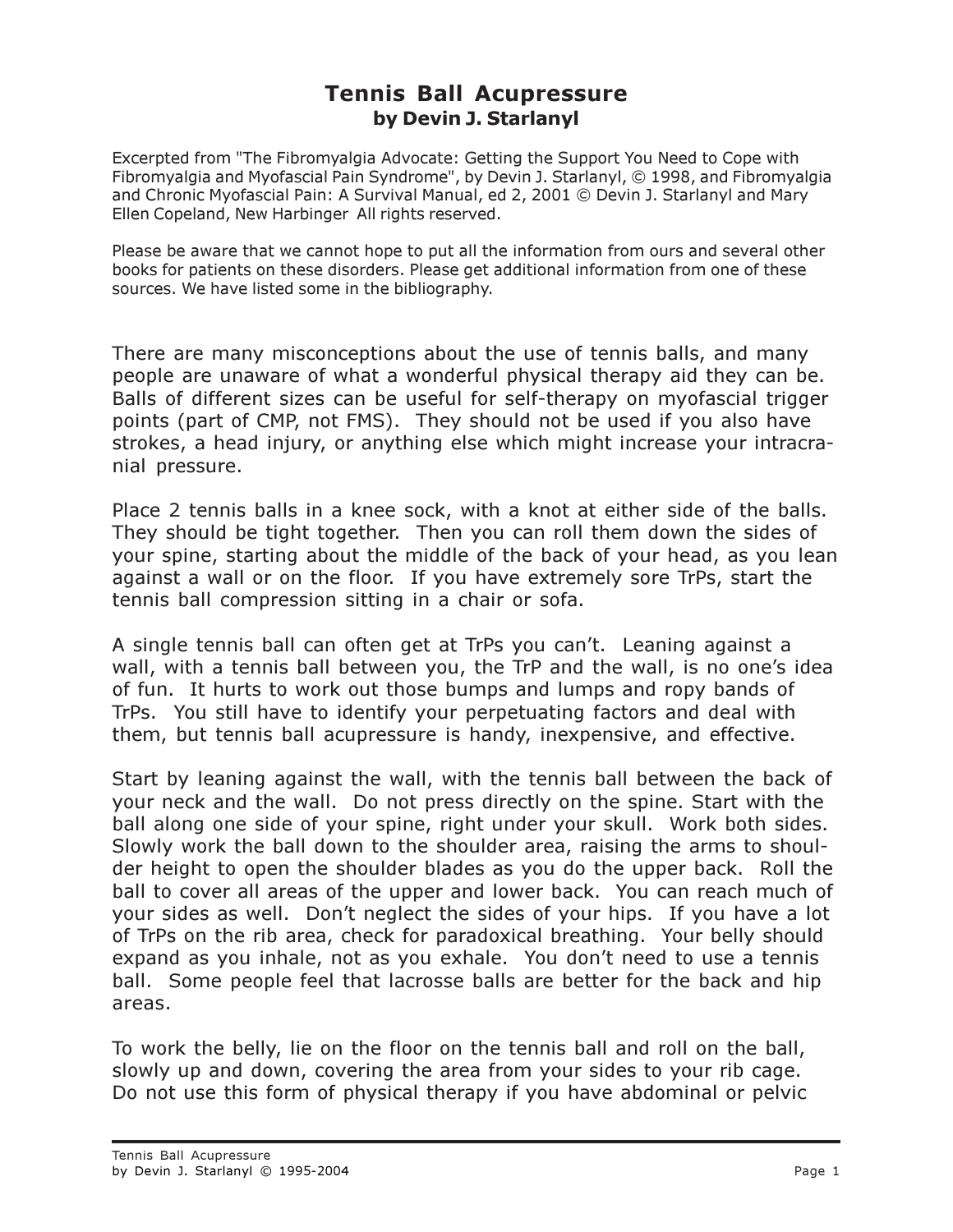# Tennis Ball Acupressure

**by Devin J. Starlanyl**

Excerpted from "The Fibromyalgia Advocate: Getting the Support You Need to Cope with Fibromyalgia and Myofascial Pain Syndrome", by Devin J. Starlanyl, © 1998, and Fibromyalgia and Chronic Myofascial Pain: A Survival Manual, ed 2, 2001 © Devin J. Starlanyl and Mary Ellen Copeland, New Harbinger All rights reserved.

Please be aware that we cannot hope to put all the information from ours and several other books for patients on these disorders. Please get additional information from one of these sources. We have listed some in the bibliography.

There are many misconceptions about the use of tennis balls, and many people are unaware of what a wonderful physical therapy aid they can be. Balls of different sizes can be useful for self-therapy on myofascial trigger points (part of CMP, not FMS). They should not be used if you also have strokes, a head injury, or anything else which might increase your intracranial pressure.

Place 2 tennis balls in a knee sock, with a knot at either side of the balls. They should be tight together. Then you can roll them down the sides of your spine, starting about the middle of the back of your head, as you lean against a wall or on the floor. If you have extremely sore TrPs, start the tennis ball compression sitting in a chair or sofa.

A single tennis ball can often get at TrPs you can't. Leaning against a wall, with a tennis ball between you, the TrP and the wall, is no one's idea of fun. It hurts to work out those bumps and lumps and ropy bands of TrPs. You still have to identify your perpetuating factors and deal with them, but tennis ball acupressure is handy, inexpensive, and effective.

Start by leaning against the wall, with the tennis ball between the back of your neck and the wall. Do not press directly on the spine. Start with the ball along one side of your spine, right under your skull. Work both sides. Slowly work the ball down to the shoulder area, raising the arms to shoulder height to open the shoulder blades as you do the upper back. Roll the ball to cover all areas of the upper and lower back. You can reach much of your sides as well. Don't neglect the sides of your hips. If you have a lot of TrPs on the rib area, check for paradoxical breathing. Your belly should expand as you inhale, not as you exhale. You don't need to use a tennis ball. Some people feel that lacrosse balls are better for the back and hip areas.

To work the belly, lie on the floor on the tennis ball and roll on the ball, slowly up and down, covering the area from your sides to your rib cage. Do not use this form of physical therapy if you have abdominal or pelvic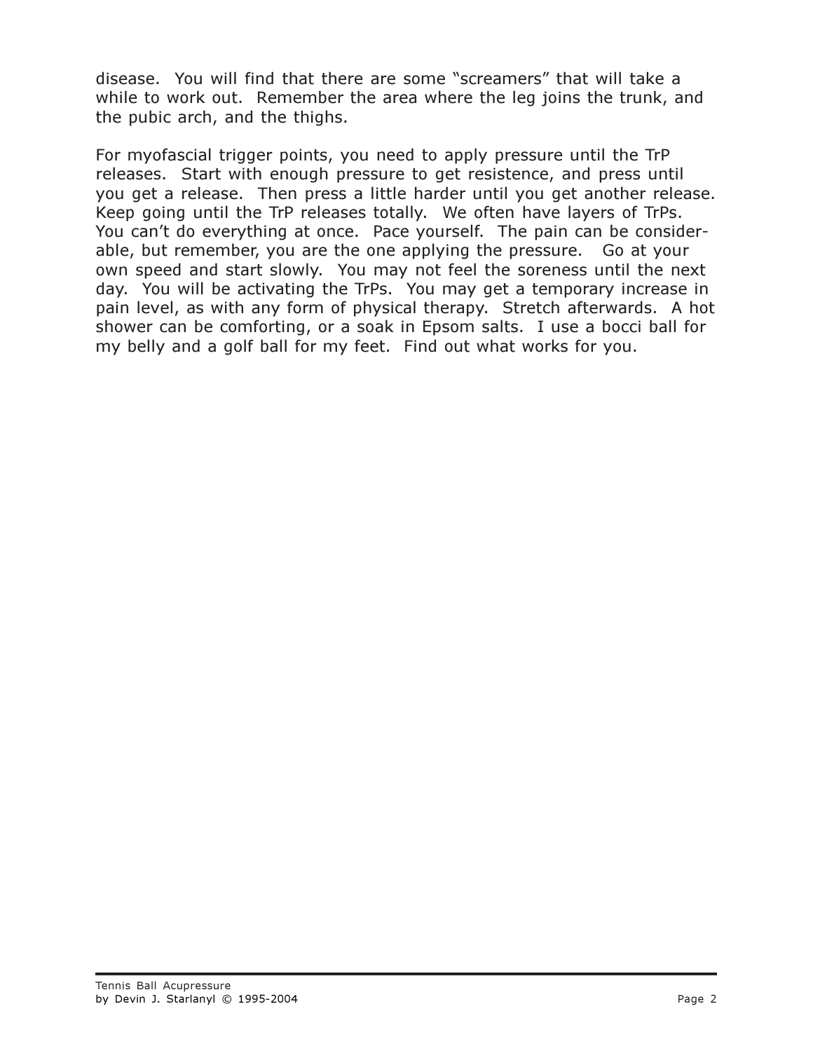disease. You will find that there are some "screamers" that will take a while to work out. Remember the area where the leg joins the trunk, and the pubic arch, and the thighs.

For myofascial trigger points, you need to apply pressure until the TrP releases. Start with enough pressure to get resistence, and press until you get a release. Then press a little harder until you get another release. Keep going until the TrP releases totally. We often have layers of TrPs. You can't do everything at once. Pace yourself. The pain can be considerable, but remember, you are the one applying the pressure. Go at your own speed and start slowly. You may not feel the soreness until the next day. You will be activating the TrPs. You may get a temporary increase in pain level, as with any form of physical therapy. Stretch afterwards. A hot shower can be comforting, or a soak in Epsom salts. I use a bocci ball for my belly and a golf ball for my feet. Find out what works for you.